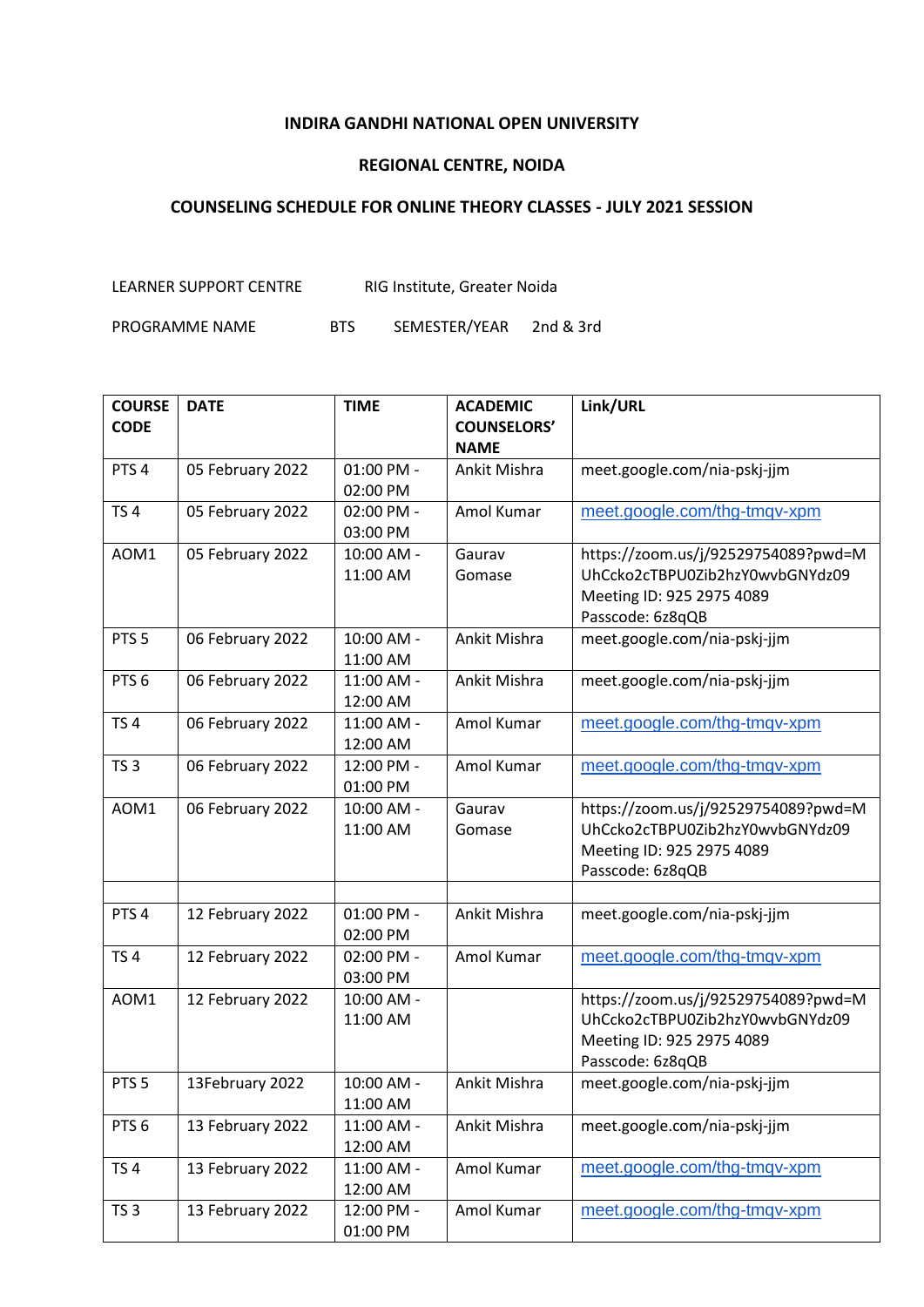**INDIRA GANDHI NATIONAL OPEN UNIVERSITY**

**REGIONAL CENTRE, NOIDA**

**COUNSELING SCHEDULE FOR ONLINE THEORY CLASSES - JULY 2021 SESSION**

LEARNER SUPPORT CENTRE RIG Institute, Greater Noida

PROGRAMME NAME BTS SEMESTER/YEAR 2nd & 3rd

| COURSE CODE | DATE | TIME | ACADEMIC COUNSELORS' NAME | Link/URL |
|---|---|---|---|---|
| PTS 4 | 05 February 2022 | 01:00 PM - 02:00 PM | Ankit Mishra | meet.google.com/nia-pskj-jjm |
| TS 4 | 05 February 2022 | 02:00 PM - 03:00 PM | Amol Kumar | meet.google.com/thg-tmqv-xpm |
| AOM1 | 05 February 2022 | 10:00 AM - 11:00 AM | Gaurav Gomase | https://zoom.us/j/92529754089?pwd=MUhCcko2cTBPU0Zib2hzY0wvbGNYdz09 Meeting ID: 925 2975 4089 Passcode: 6z8qQB |
| PTS 5 | 06 February 2022 | 10:00 AM - 11:00 AM | Ankit Mishra | meet.google.com/nia-pskj-jjm |
| PTS 6 | 06 February 2022 | 11:00 AM - 12:00 AM | Ankit Mishra | meet.google.com/nia-pskj-jjm |
| TS 4 | 06 February 2022 | 11:00 AM - 12:00 AM | Amol Kumar | meet.google.com/thg-tmqv-xpm |
| TS 3 | 06 February 2022 | 12:00 PM - 01:00 PM | Amol Kumar | meet.google.com/thg-tmqv-xpm |
| AOM1 | 06 February 2022 | 10:00 AM - 11:00 AM | Gaurav Gomase | https://zoom.us/j/92529754089?pwd=MUhCcko2cTBPU0Zib2hzY0wvbGNYdz09 Meeting ID: 925 2975 4089 Passcode: 6z8qQB |
| | | | | |
| PTS 4 | 12 February 2022 | 01:00 PM - 02:00 PM | Ankit Mishra | meet.google.com/nia-pskj-jjm |
| TS 4 | 12 February 2022 | 02:00 PM - 03:00 PM | Amol Kumar | meet.google.com/thg-tmqv-xpm |
| AOM1 | 12 February 2022 | 10:00 AM - 11:00 AM | | https://zoom.us/j/92529754089?pwd=MUhCcko2cTBPU0Zib2hzY0wvbGNYdz09 Meeting ID: 925 2975 4089 Passcode: 6z8qQB |
| PTS 5 | 13February 2022 | 10:00 AM - 11:00 AM | Ankit Mishra | meet.google.com/nia-pskj-jjm |
| PTS 6 | 13 February 2022 | 11:00 AM - 12:00 AM | Ankit Mishra | meet.google.com/nia-pskj-jjm |
| TS 4 | 13 February 2022 | 11:00 AM - 12:00 AM | Amol Kumar | meet.google.com/thg-tmqv-xpm |
| TS 3 | 13 February 2022 | 12:00 PM - 01:00 PM | Amol Kumar | meet.google.com/thg-tmqv-xpm |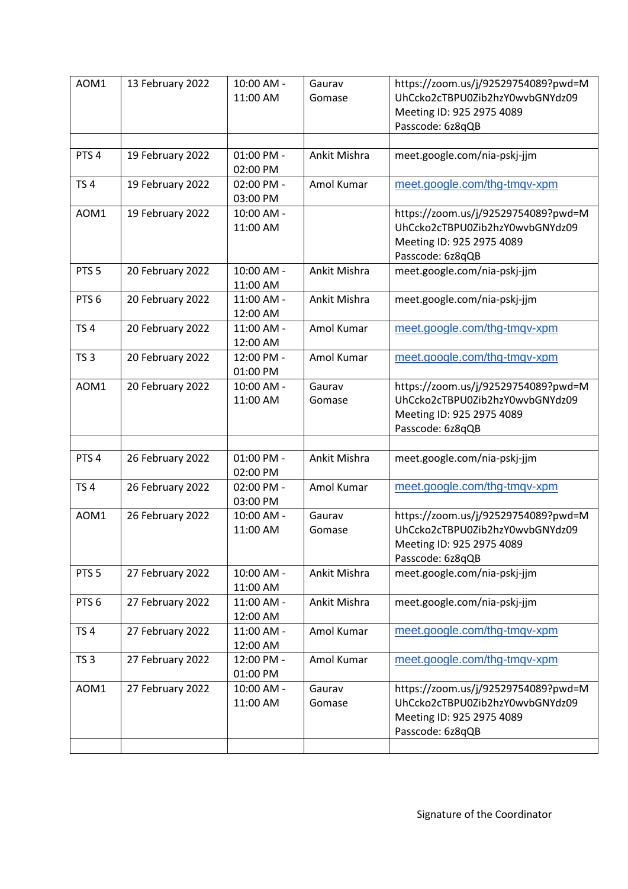| | | | | |
|---|---|---|---|---|
| AOM1 | 13 February 2022 | 10:00 AM - 11:00 AM | Gaurav Gomase | https://zoom.us/j/92529754089?pwd=MUhCcko2cTBPU0Zib2hzY0wvbGNYdz09 Meeting ID: 925 2975 4089 Passcode: 6z8qQB |
| | | | | |
| PTS 4 | 19 February 2022 | 01:00 PM - 02:00 PM | Ankit Mishra | meet.google.com/nia-pskj-jjm |
| TS 4 | 19 February 2022 | 02:00 PM - 03:00 PM | Amol Kumar | meet.google.com/thg-tmqv-xpm |
| AOM1 | 19 February 2022 | 10:00 AM - 11:00 AM | | https://zoom.us/j/92529754089?pwd=MUhCcko2cTBPU0Zib2hzY0wvbGNYdz09 Meeting ID: 925 2975 4089 Passcode: 6z8qQB |
| PTS 5 | 20 February 2022 | 10:00 AM - 11:00 AM | Ankit Mishra | meet.google.com/nia-pskj-jjm |
| PTS 6 | 20 February 2022 | 11:00 AM - 12:00 AM | Ankit Mishra | meet.google.com/nia-pskj-jjm |
| TS 4 | 20 February 2022 | 11:00 AM - 12:00 AM | Amol Kumar | meet.google.com/thg-tmqv-xpm |
| TS 3 | 20 February 2022 | 12:00 PM - 01:00 PM | Amol Kumar | meet.google.com/thg-tmqv-xpm |
| AOM1 | 20 February 2022 | 10:00 AM - 11:00 AM | Gaurav Gomase | https://zoom.us/j/92529754089?pwd=MUhCcko2cTBPU0Zib2hzY0wvbGNYdz09 Meeting ID: 925 2975 4089 Passcode: 6z8qQB |
| | | | | |
| PTS 4 | 26 February 2022 | 01:00 PM - 02:00 PM | Ankit Mishra | meet.google.com/nia-pskj-jjm |
| TS 4 | 26 February 2022 | 02:00 PM - 03:00 PM | Amol Kumar | meet.google.com/thg-tmqv-xpm |
| AOM1 | 26 February 2022 | 10:00 AM - 11:00 AM | Gaurav Gomase | https://zoom.us/j/92529754089?pwd=MUhCcko2cTBPU0Zib2hzY0wvbGNYdz09 Meeting ID: 925 2975 4089 Passcode: 6z8qQB |
| PTS 5 | 27 February 2022 | 10:00 AM - 11:00 AM | Ankit Mishra | meet.google.com/nia-pskj-jjm |
| PTS 6 | 27 February 2022 | 11:00 AM - 12:00 AM | Ankit Mishra | meet.google.com/nia-pskj-jjm |
| TS 4 | 27 February 2022 | 11:00 AM - 12:00 AM | Amol Kumar | meet.google.com/thg-tmqv-xpm |
| TS 3 | 27 February 2022 | 12:00 PM - 01:00 PM | Amol Kumar | meet.google.com/thg-tmqv-xpm |
| AOM1 | 27 February 2022 | 10:00 AM - 11:00 AM | Gaurav Gomase | https://zoom.us/j/92529754089?pwd=MUhCcko2cTBPU0Zib2hzY0wvbGNYdz09 Meeting ID: 925 2975 4089 Passcode: 6z8qQB |
| | | | | |

Signature of the Coordinator